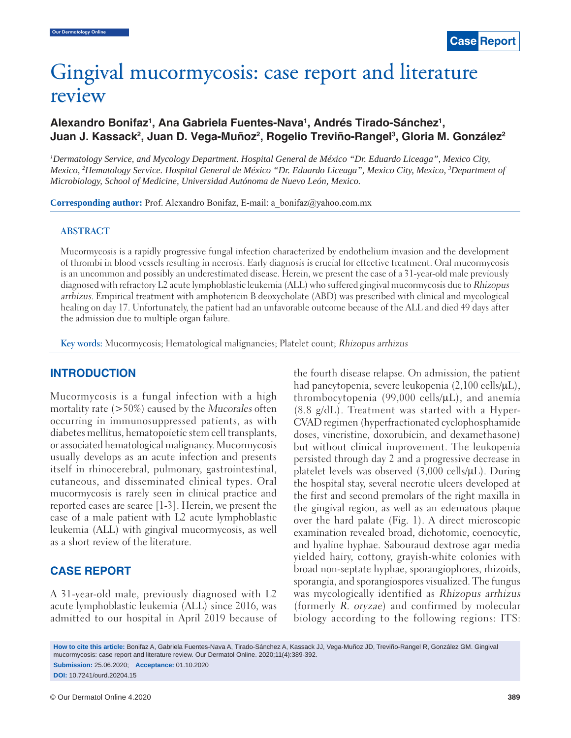# Gingival mucormycosis: case report and literature review

**Alexandro Bonifaz[1], Ana Gabriela Fuentes-Nava[1], Andrés Tirado-Sánchez[1], Juan J. Kassack[2], Juan D. Vega-Muñoz[2], Rogelio Treviño-Rangel[3], Gloria M. González[2]**

*[1]Dermatology Service, and Mycology Department. Hospital General de México "Dr. Eduardo Liceaga", Mexico City, Mexico, [2]Hematology Service. Hospital General de México "Dr. Eduardo Liceaga", Mexico City, Mexico, [3]Department of Microbiology, School of Medicine, Universidad Autónoma de Nuevo León, Mexico.*

**Corresponding author:** Prof. Alexandro Bonifaz, E-mail: a_bonifaz@yahoo.com.mx

## ABSTRACT

Mucormycosis is a rapidly progressive fungal infection characterized by endothelium invasion and the development of thrombi in blood vessels resulting in necrosis. Early diagnosis is crucial for effective treatment. Oral mucormycosis is an uncommon and possibly an underestimated disease. Herein, we present the case of a 31-year-old male previously diagnosed with refractory L2 acute lymphoblastic leukemia (ALL) who suffered gingival mucormycosis due to *Rhizopus arrhizus*. Empirical treatment with amphotericin B deoxycholate (ABD) was prescribed with clinical and mycological healing on day 17. Unfortunately, the patient had an unfavorable outcome because of the ALL and died 49 days after the admission due to multiple organ failure.

**Key words:** Mucormycosis; Hematological malignancies; Platelet count; *Rhizopus arrhizus*

## INTRODUCTION

Mucormycosis is a fungal infection with a high mortality rate (>50%) caused by the *Mucorales* often occurring in immunosuppressed patients, as with diabetes mellitus, hematopoietic stem cell transplants, or associated hematological malignancy. Mucormycosis usually develops as an acute infection and presents itself in rhinocerebral, pulmonary, gastrointestinal, cutaneous, and disseminated clinical types. Oral mucormycosis is rarely seen in clinical practice and reported cases are scarce [1-3]. Herein, we present the case of a male patient with L2 acute lymphoblastic leukemia (ALL) with gingival mucormycosis, as well as a short review of the literature.

## CASE REPORT

A 31-year-old male, previously diagnosed with L2 acute lymphoblastic leukemia (ALL) since 2016, was admitted to our hospital in April 2019 because of the fourth disease relapse. On admission, the patient had pancytopenia, severe leukopenia (2,100 cells/μL), thrombocytopenia (99,000 cells/μL), and anemia (8.8 g/dL). Treatment was started with a Hyper-CVAD regimen (hyperfractionated cyclophosphamide doses, vincristine, doxorubicin, and dexamethasone) but without clinical improvement. The leukopenia persisted through day 2 and a progressive decrease in platelet levels was observed (3,000 cells/μL). During the hospital stay, several necrotic ulcers developed at the first and second premolars of the right maxilla in the gingival region, as well as an edematous plaque over the hard palate (Fig. 1). A direct microscopic examination revealed broad, dichotomic, coenocytic, and hyaline hyphae. Sabouraud dextrose agar media yielded hairy, cottony, grayish-white colonies with broad non-septate hyphae, sporangiophores, rhizoids, sporangia, and sporangiospores visualized. The fungus was mycologically identified as *Rhizopus arrhizus* (formerly *R. oryzae*) and confirmed by molecular biology according to the following regions: ITS:

**How to cite this article:** Bonifaz A, Gabriela Fuentes-Nava A, Tirado-Sánchez A, Kassack JJ, Vega-Muñoz JD, Treviño-Rangel R, González GM. Gingival mucormycosis: case report and literature review. Our Dermatol Online. 2020;11(4):389-392.

**Submission:** 25.06.2020; **Acceptance:** 01.10.2020

**DOI:** 10.7241/ourd.20204.15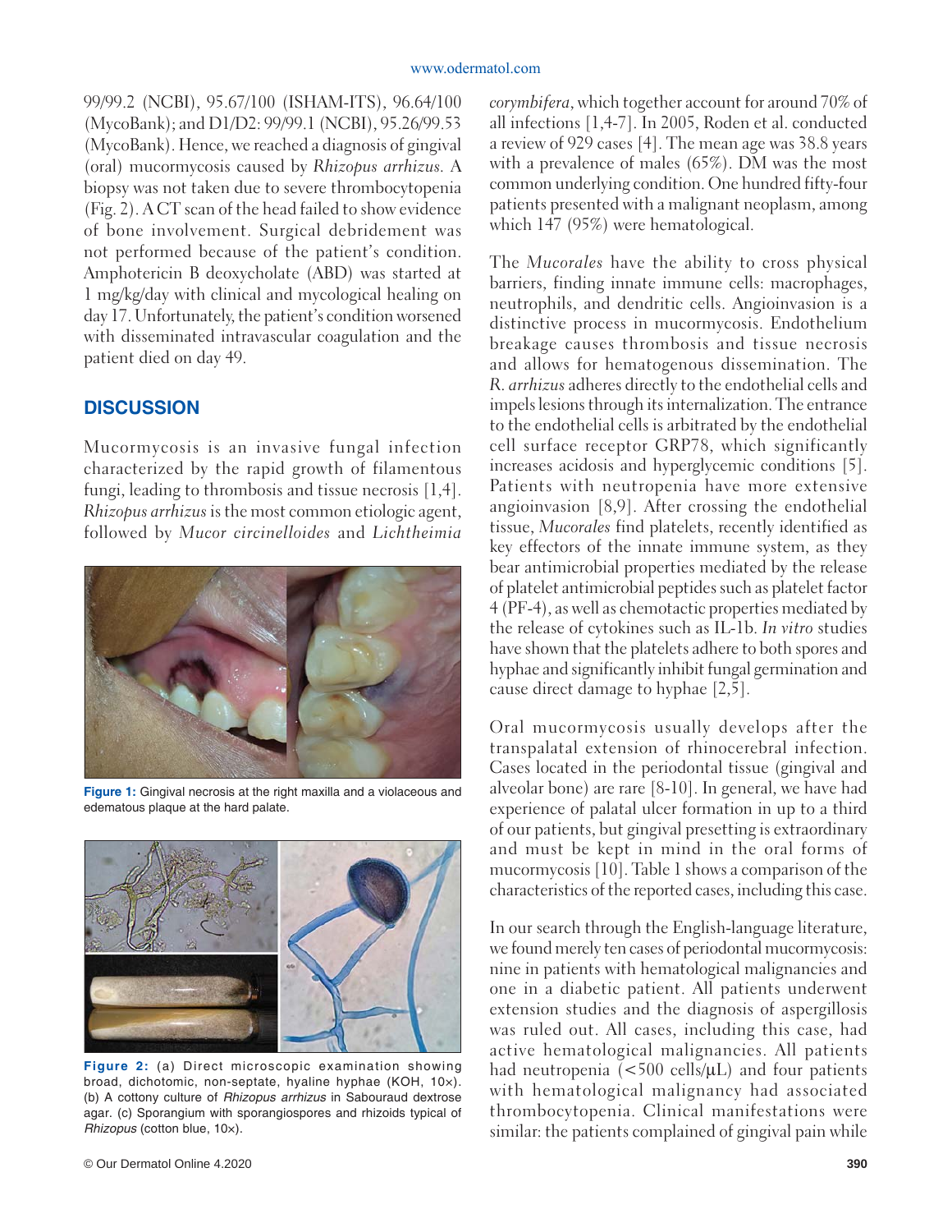99/99.2 (NCBI), 95.67/100 (ISHAM-ITS), 96.64/100 (MycoBank); and D1/D2: 99/99.1 (NCBI), 95.26/99.53 (MycoBank). Hence, we reached a diagnosis of gingival (oral) mucormycosis caused by *Rhizopus arrhizus.* A biopsy was not taken due to severe thrombocytopenia (Fig. 2). A CT scan of the head failed to show evidence of bone involvement. Surgical debridement was not performed because of the patient's condition. Amphotericin B deoxycholate (ABD) was started at 1 mg/kg/day with clinical and mycological healing on day 17. Unfortunately, the patient's condition worsened with disseminated intravascular coagulation and the patient died on day 49.

## DISCUSSION

Mucormycosis is an invasive fungal infection characterized by the rapid growth of filamentous fungi, leading to thrombosis and tissue necrosis [1,4]. *Rhizopus arrhizus* is the most common etiologic agent, followed by *Mucor circinelloides* and *Lichtheimia corymbifera*, which together account for around 70% of all infections [1,4-7]. In 2005, Roden et al. conducted a review of 929 cases [4]. The mean age was 38.8 years with a prevalence of males (65%). DM was the most common underlying condition. One hundred fifty-four patients presented with a malignant neoplasm, among which 147 (95%) were hematological.

**Figure 1:** Gingival necrosis at the right maxilla and a violaceous and edematous plaque at the hard palate.

**Figure 2:** (a) Direct microscopic examination showing broad, dichotomic, non-septate, hyaline hyphae (KOH, 10×). (b) A cottony culture of *Rhizopus arrhizus* in Sabouraud dextrose agar. (c) Sporangium with sporangiospores and rhizoids typical of *Rhizopus* (cotton blue, 10×).

The *Mucorales* have the ability to cross physical barriers, finding innate immune cells: macrophages, neutrophils, and dendritic cells. Angioinvasion is a distinctive process in mucormycosis. Endothelium breakage causes thrombosis and tissue necrosis and allows for hematogenous dissemination. The *R. arrhizus* adheres directly to the endothelial cells and impels lesions through its internalization. The entrance to the endothelial cells is arbitrated by the endothelial cell surface receptor GRP78, which significantly increases acidosis and hyperglycemic conditions [5]. Patients with neutropenia have more extensive angioinvasion [8,9]. After crossing the endothelial tissue, *Mucorales* find platelets, recently identified as key effectors of the innate immune system, as they bear antimicrobial properties mediated by the release of platelet antimicrobial peptides such as platelet factor 4 (PF-4), as well as chemotactic properties mediated by the release of cytokines such as IL-1b. *In vitro* studies have shown that the platelets adhere to both spores and hyphae and significantly inhibit fungal germination and cause direct damage to hyphae [2,5].

Oral mucormycosis usually develops after the transpalatal extension of rhinocerebral infection. Cases located in the periodontal tissue (gingival and alveolar bone) are rare [8-10]. In general, we have had experience of palatal ulcer formation in up to a third of our patients, but gingival presetting is extraordinary and must be kept in mind in the oral forms of mucormycosis [10]. Table 1 shows a comparison of the characteristics of the reported cases, including this case.

In our search through the English-language literature, we found merely ten cases of periodontal mucormycosis: nine in patients with hematological malignancies and one in a diabetic patient. All patients underwent extension studies and the diagnosis of aspergillosis was ruled out. All cases, including this case, had active hematological malignancies. All patients had neutropenia (<500 cells/μL) and four patients with hematological malignancy had associated thrombocytopenia. Clinical manifestations were similar: the patients complained of gingival pain while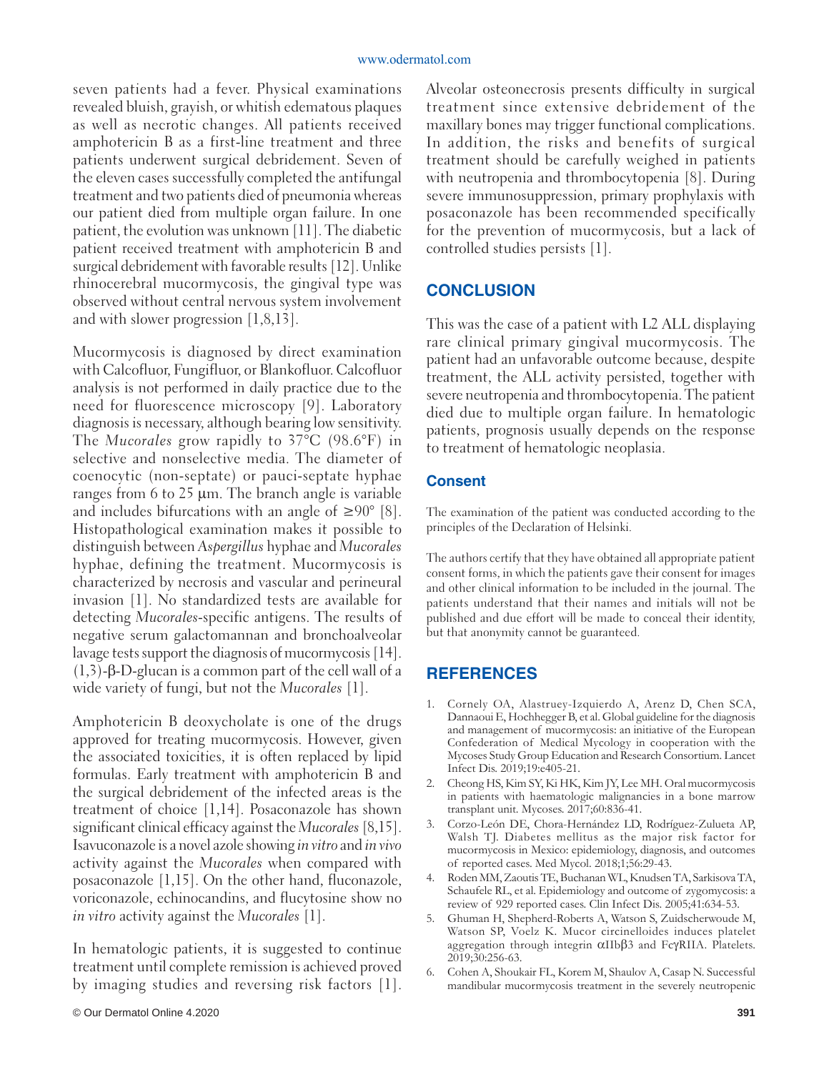seven patients had a fever. Physical examinations revealed bluish, grayish, or whitish edematous plaques as well as necrotic changes. All patients received amphotericin B as a first-line treatment and three patients underwent surgical debridement. Seven of the eleven cases successfully completed the antifungal treatment and two patients died of pneumonia whereas our patient died from multiple organ failure. In one patient, the evolution was unknown [11]. The diabetic patient received treatment with amphotericin B and surgical debridement with favorable results [12]. Unlike rhinocerebral mucormycosis, the gingival type was observed without central nervous system involvement and with slower progression [1,8,13].

Mucormycosis is diagnosed by direct examination with Calcofluor, Fungifluor, or Blankofluor. Calcofluor analysis is not performed in daily practice due to the need for fluorescence microscopy [9]. Laboratory diagnosis is necessary, although bearing low sensitivity. The *Mucorales* grow rapidly to 37°C (98.6°F) in selective and nonselective media. The diameter of coenocytic (non-septate) or pauci-septate hyphae ranges from 6 to 25 μm. The branch angle is variable and includes bifurcations with an angle of ≥90° [8]. Histopathological examination makes it possible to distinguish between *Aspergillus* hyphae and *Mucorales* hyphae, defining the treatment. Mucormycosis is characterized by necrosis and vascular and perineural invasion [1]. No standardized tests are available for detecting *Mucorales*-specific antigens. The results of negative serum galactomannan and bronchoalveolar lavage tests support the diagnosis of mucormycosis [14]. (1,3)-β-D-glucan is a common part of the cell wall of a wide variety of fungi, but not the *Mucorales* [1].

Amphotericin B deoxycholate is one of the drugs approved for treating mucormycosis. However, given the associated toxicities, it is often replaced by lipid formulas. Early treatment with amphotericin B and the surgical debridement of the infected areas is the treatment of choice [1,14]. Posaconazole has shown significant clinical efficacy against the *Mucorales* [8,15]. Isavuconazole is a novel azole showing *in vitro* and *in vivo* activity against the *Mucorales* when compared with posaconazole [1,15]. On the other hand, fluconazole, voriconazole, echinocandins, and flucytosine show no *in vitro* activity against the *Mucorales* [1].

In hematologic patients, it is suggested to continue treatment until complete remission is achieved proved by imaging studies and reversing risk factors [1]. Alveolar osteonecrosis presents difficulty in surgical treatment since extensive debridement of the maxillary bones may trigger functional complications. In addition, the risks and benefits of surgical treatment should be carefully weighed in patients with neutropenia and thrombocytopenia [8]. During severe immunosuppression, primary prophylaxis with posaconazole has been recommended specifically for the prevention of mucormycosis, but a lack of controlled studies persists [1].

## CONCLUSION

This was the case of a patient with L2 ALL displaying rare clinical primary gingival mucormycosis. The patient had an unfavorable outcome because, despite treatment, the ALL activity persisted, together with severe neutropenia and thrombocytopenia. The patient died due to multiple organ failure. In hematologic patients, prognosis usually depends on the response to treatment of hematologic neoplasia.

### Consent

The examination of the patient was conducted according to the principles of the Declaration of Helsinki.

The authors certify that they have obtained all appropriate patient consent forms, in which the patients gave their consent for images and other clinical information to be included in the journal. The patients understand that their names and initials will not be published and due effort will be made to conceal their identity, but that anonymity cannot be guaranteed.

## REFERENCES

1. Cornely OA, Alastruey-Izquierdo A, Arenz D, Chen SCA, Dannaoui E, Hochhegger B, et al. Global guideline for the diagnosis and management of mucormycosis: an initiative of the European Confederation of Medical Mycology in cooperation with the Mycoses Study Group Education and Research Consortium. Lancet Infect Dis. 2019;19:e405-21.
2. Cheong HS, Kim SY, Ki HK, Kim JY, Lee MH. Oral mucormycosis in patients with haematologic malignancies in a bone marrow transplant unit. Mycoses. 2017;60:836-41.
3. Corzo-León DE, Chora-Hernández LD, Rodríguez-Zulueta AP, Walsh TJ. Diabetes mellitus as the major risk factor for mucormycosis in Mexico: epidemiology, diagnosis, and outcomes of reported cases. Med Mycol. 2018;1;56:29-43.
4. Roden MM, Zaoutis TE, Buchanan WL, Knudsen TA, Sarkisova TA, Schaufele RL, et al. Epidemiology and outcome of zygomycosis: a review of 929 reported cases. Clin Infect Dis. 2005;41:634-53.
5. Ghuman H, Shepherd-Roberts A, Watson S, Zuidscherwoude M, Watson SP, Voelz K. Mucor circinelloides induces platelet aggregation through integrin αIIbβ3 and FcγRIIA. Platelets. 2019;30:256-63.
6. Cohen A, Shoukair FL, Korem M, Shaulov A, Casap N. Successful mandibular mucormycosis treatment in the severely neutropenic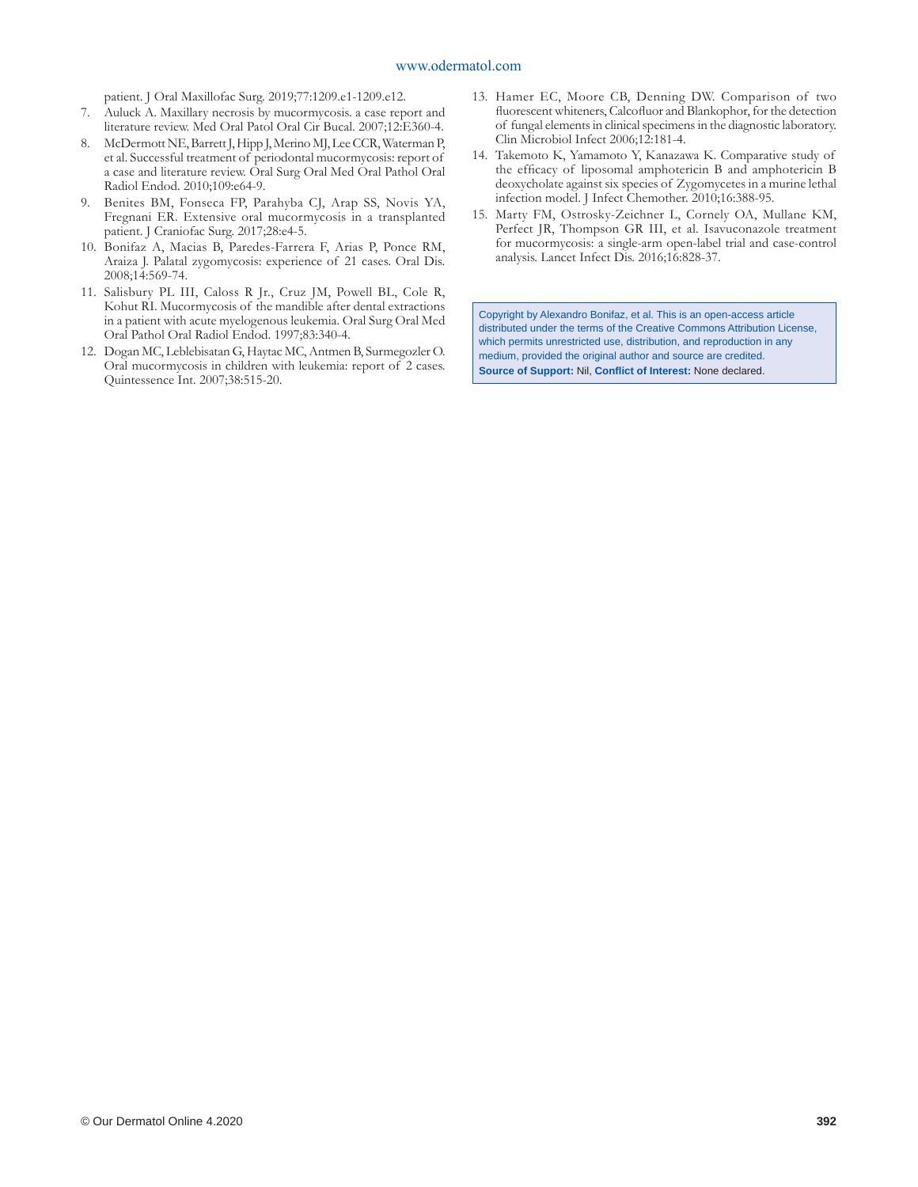patient. J Oral Maxillofac Surg. 2019;77:1209.e1-1209.e12.

7. Auluck A. Maxillary necrosis by mucormycosis. a case report and literature review. Med Oral Patol Oral Cir Bucal. 2007;12:E360-4.
8. McDermott NE, Barrett J, Hipp J, Merino MJ, Lee CCR, Waterman P, et al. Successful treatment of periodontal mucormycosis: report of a case and literature review. Oral Surg Oral Med Oral Pathol Oral Radiol Endod. 2010;109:e64-9.
9. Benites BM, Fonseca FP, Parahyba CJ, Arap SS, Novis YA, Fregnani ER. Extensive oral mucormycosis in a transplanted patient. J Craniofac Surg. 2017;28:e4-5.
10. Bonifaz A, Macias B, Paredes-Farrera F, Arias P, Ponce RM, Araiza J. Palatal zygomycosis: experience of 21 cases. Oral Dis. 2008;14:569-74.
11. Salisbury PL III, Caloss R Jr., Cruz JM, Powell BL, Cole R, Kohut RI. Mucormycosis of the mandible after dental extractions in a patient with acute myelogenous leukemia. Oral Surg Oral Med Oral Pathol Oral Radiol Endod. 1997;83:340-4.
12. Dogan MC, Leblebisatan G, Haytac MC, Antmen B, Surmegozler O. Oral mucormycosis in children with leukemia: report of 2 cases. Quintessence Int. 2007;38:515-20.
13. Hamer EC, Moore CB, Denning DW. Comparison of two fluorescent whiteners, Calcofluor and Blankophor, for the detection of fungal elements in clinical specimens in the diagnostic laboratory. Clin Microbiol Infect 2006;12:181-4.
14. Takemoto K, Yamamoto Y, Kanazawa K. Comparative study of the efficacy of liposomal amphotericin B and amphotericin B deoxycholate against six species of Zygomycetes in a murine lethal infection model. J Infect Chemother. 2010;16:388-95.
15. Marty FM, Ostrosky-Zeichner L, Cornely OA, Mullane KM, Perfect JR, Thompson GR III, et al. Isavuconazole treatment for mucormycosis: a single-arm open-label trial and case-control analysis. Lancet Infect Dis. 2016;16:828-37.

Copyright by Alexandro Bonifaz, et al. This is an open-access article distributed under the terms of the Creative Commons Attribution License, which permits unrestricted use, distribution, and reproduction in any medium, provided the original author and source are credited.
**Source of Support:** Nil, **Conflict of Interest:** None declared.